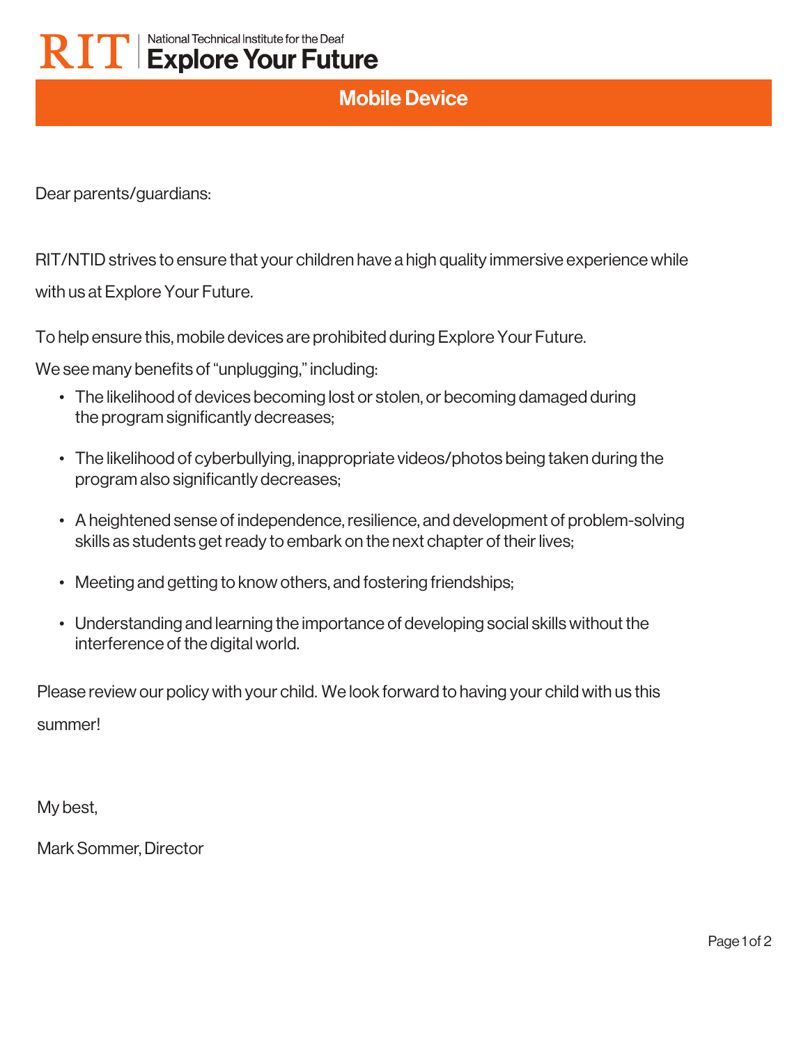RIT | National Technical Institute for the Deaf
**Explore Your Future**

# Mobile Device

Dear parents/guardians:

RIT/NTID strives to ensure that your children have a high quality immersive experience while with us at Explore Your Future.

To help ensure this, mobile devices are prohibited during Explore Your Future.

We see many benefits of "unplugging," including:

- The likelihood of devices becoming lost or stolen, or becoming damaged during the program significantly decreases;
- The likelihood of cyberbullying, inappropriate videos/photos being taken during the program also significantly decreases;
- A heightened sense of independence, resilience, and development of problem-solving skills as students get ready to embark on the next chapter of their lives;
- Meeting and getting to know others, and fostering friendships;
- Understanding and learning the importance of developing social skills without the interference of the digital world.

Please review our policy with your child. We look forward to having your child with us this summer!

My best,

Mark Sommer, Director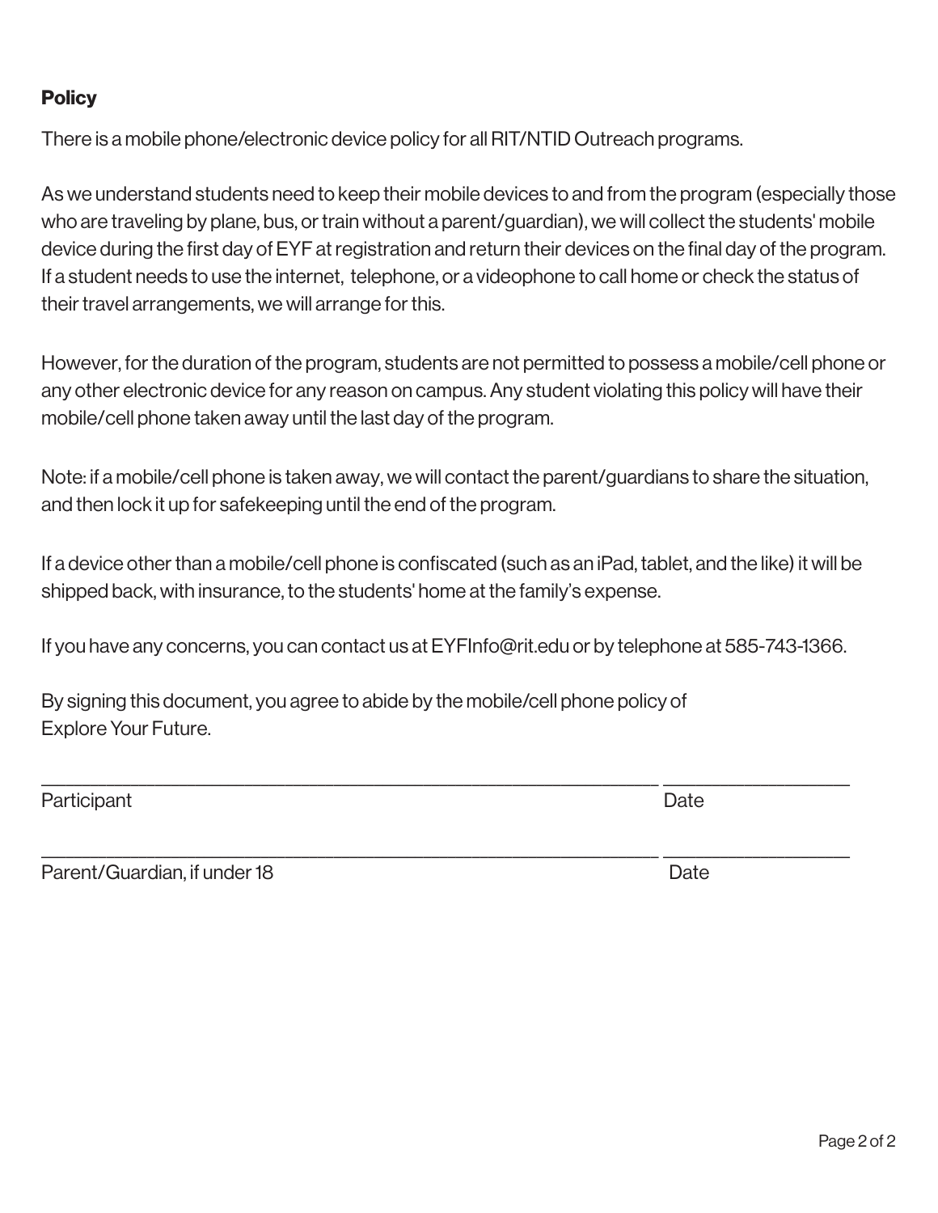**Policy**

There is a mobile phone/electronic device policy for all RIT/NTID Outreach programs.

As we understand students need to keep their mobile devices to and from the program (especially those who are traveling by plane, bus, or train without a parent/guardian), we will collect the students' mobile device during the first day of EYF at registration and return their devices on the final day of the program. If a student needs to use the internet, telephone, or a videophone to call home or check the status of their travel arrangements, we will arrange for this.

However, for the duration of the program, students are not permitted to possess a mobile/cell phone or any other electronic device for any reason on campus. Any student violating this policy will have their mobile/cell phone taken away until the last day of the program.

Note: if a mobile/cell phone is taken away, we will contact the parent/guardians to share the situation, and then lock it up for safekeeping until the end of the program.

If a device other than a mobile/cell phone is confiscated (such as an iPad, tablet, and the like) it will be shipped back, with insurance, to the students' home at the family's expense.

If you have any concerns, you can contact us at EYFInfo@rit.edu or by telephone at 585-743-1366.

By signing this document, you agree to abide by the mobile/cell phone policy of Explore Your Future.

_______________________________________________ ____________

Participant Date

_______________________________________________ ____________

Parent/Guardian, if under 18 Date